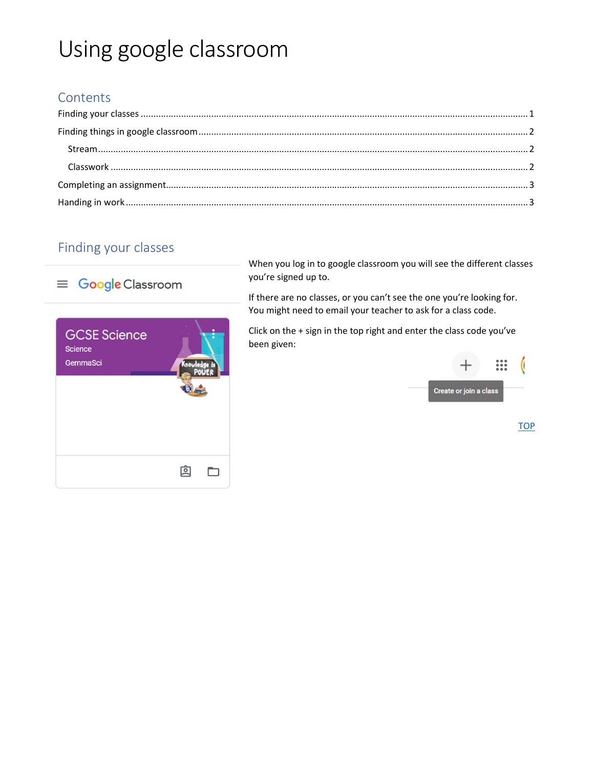# Using google classroom

## Contents

Finding your classes ........................................................ 1

Finding things in google classroom ........................................ 2

  Stream ........................................................ 2

  Classwork ........................................................ 2

Completing an assignment ........................................................ 3

Handing in work ........................................................ 3

## Finding your classes

When you log in to google classroom you will see the different classes you're signed up to.

If there are no classes, or you can't see the one you're looking for. You might need to email your teacher to ask for a class code.

Click on the + sign in the top right and enter the class code you've been given:

TOP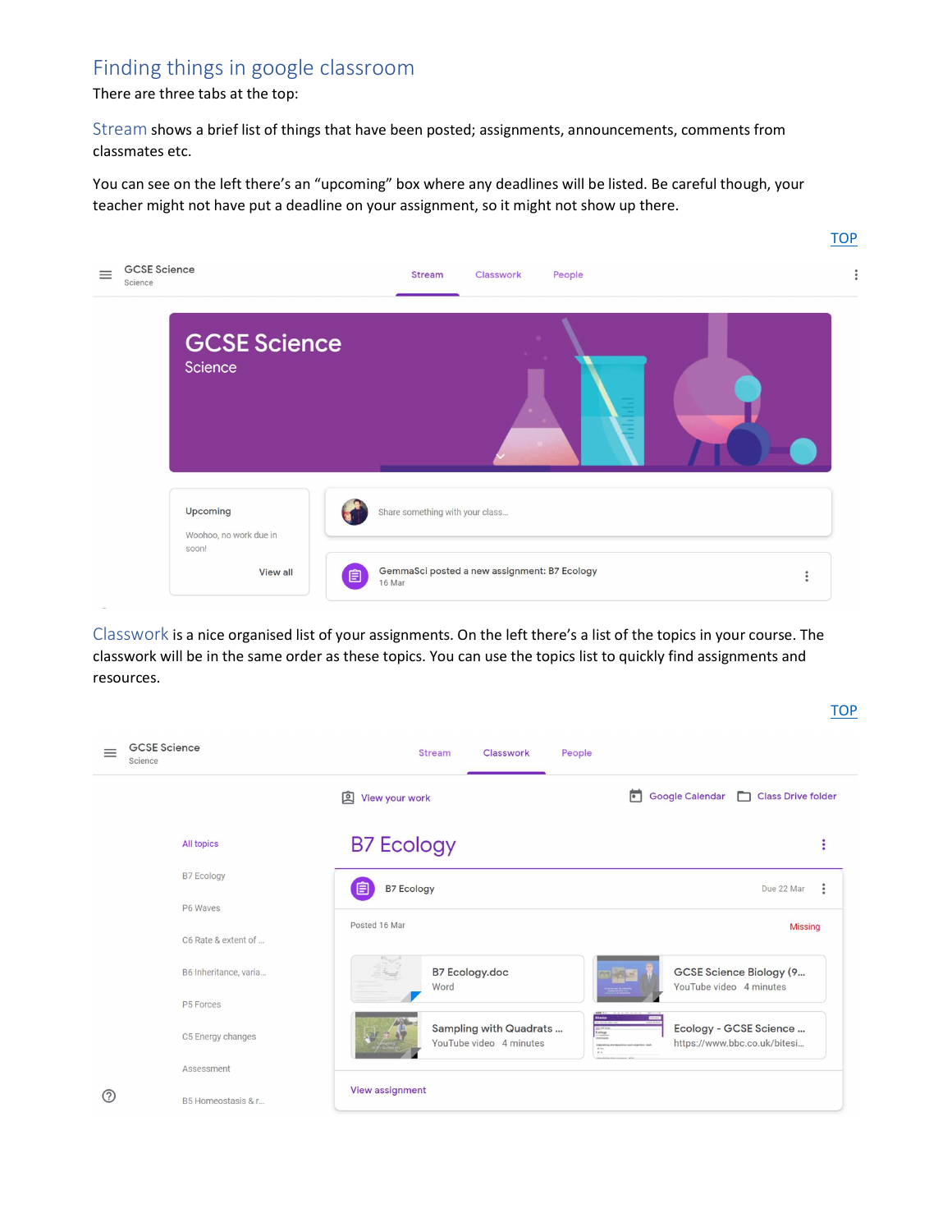## Finding things in google classroom

There are three tabs at the top:

Stream shows a brief list of things that have been posted; assignments, announcements, comments from classmates etc.

You can see on the left there's an "upcoming" box where any deadlines will be listed. Be careful though, your teacher might not have put a deadline on your assignment, so it might not show up there.

TOP

Classwork is a nice organised list of your assignments. On the left there's a list of the topics in your course. The classwork will be in the same order as these topics. You can use the topics list to quickly find assignments and resources.

TOP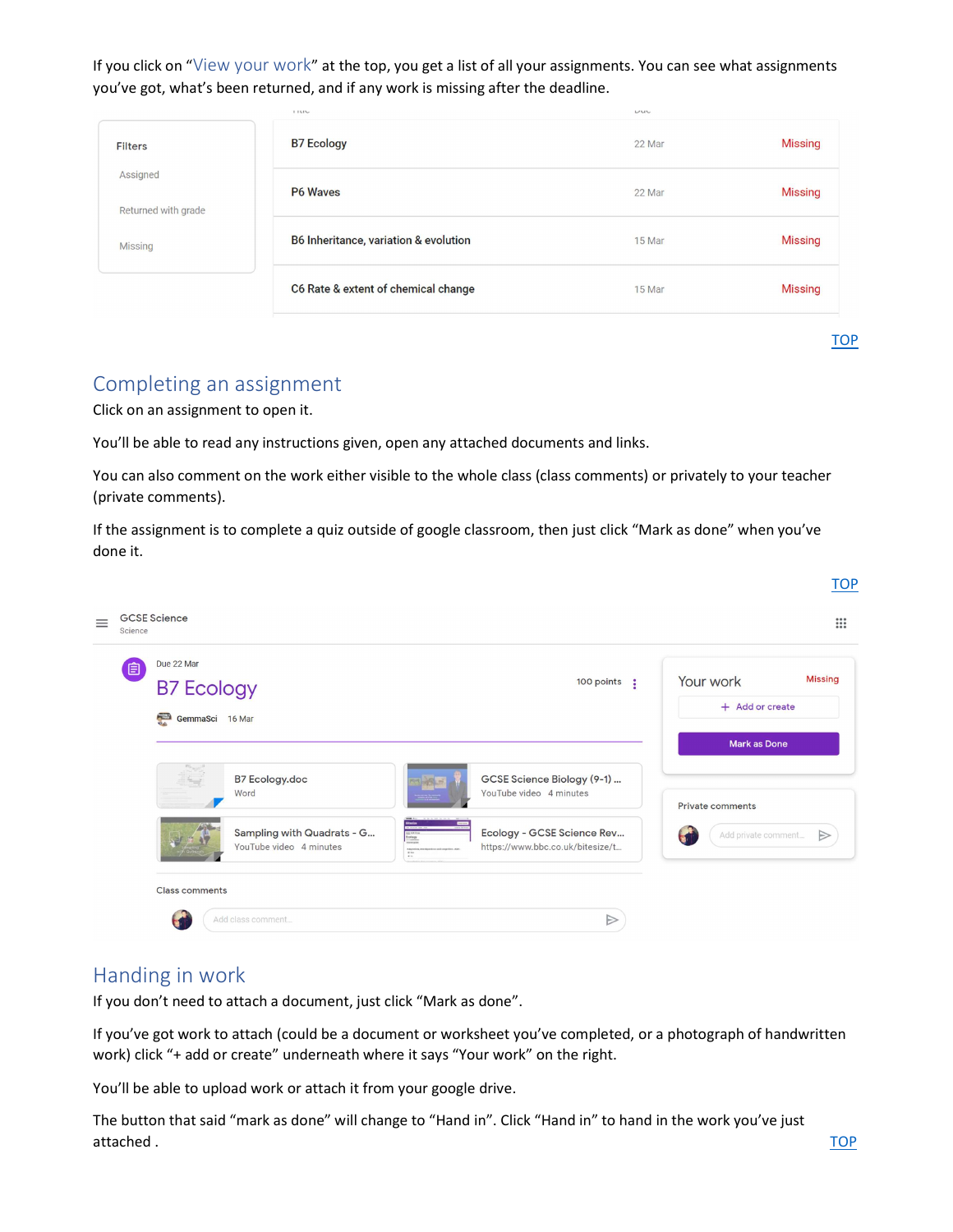If you click on "View your work" at the top, you get a list of all your assignments. You can see what assignments you've got, what's been returned, and if any work is missing after the deadline.

Filters

Assigned

Returned with grade

Missing

| Title | Due | |
|---|---|---|
| B7 Ecology | 22 Mar | Missing |
| P6 Waves | 22 Mar | Missing |
| B6 Inheritance, variation & evolution | 15 Mar | Missing |
| C6 Rate & extent of chemical change | 15 Mar | Missing |

TOP

## Completing an assignment

Click on an assignment to open it.

You'll be able to read any instructions given, open any attached documents and links.

You can also comment on the work either visible to the whole class (class comments) or privately to your teacher (private comments).

If the assignment is to complete a quiz outside of google classroom, then just click "Mark as done" when you've done it.

TOP

GCSE Science
Science

Due 22 Mar

B7 Ecology

100 points

GemmaSci 16 Mar

B7 Ecology.doc
Word

GCSE Science Biology (9-1) ...
YouTube video 4 minutes

Sampling with Quadrats - G...
YouTube video 4 minutes

Ecology - GCSE Science Rev...
https://www.bbc.co.uk/bitesize/t...

Class comments

Add class comment...

Your work Missing

+ Add or create

Mark as Done

Private comments

Add private comment...

## Handing in work

If you don't need to attach a document, just click "Mark as done".

If you've got work to attach (could be a document or worksheet you've completed, or a photograph of handwritten work) click "+ add or create" underneath where it says "Your work" on the right.

You'll be able to upload work or attach it from your google drive.

The button that said "mark as done" will change to "Hand in". Click "Hand in" to hand in the work you've just attached .

TOP